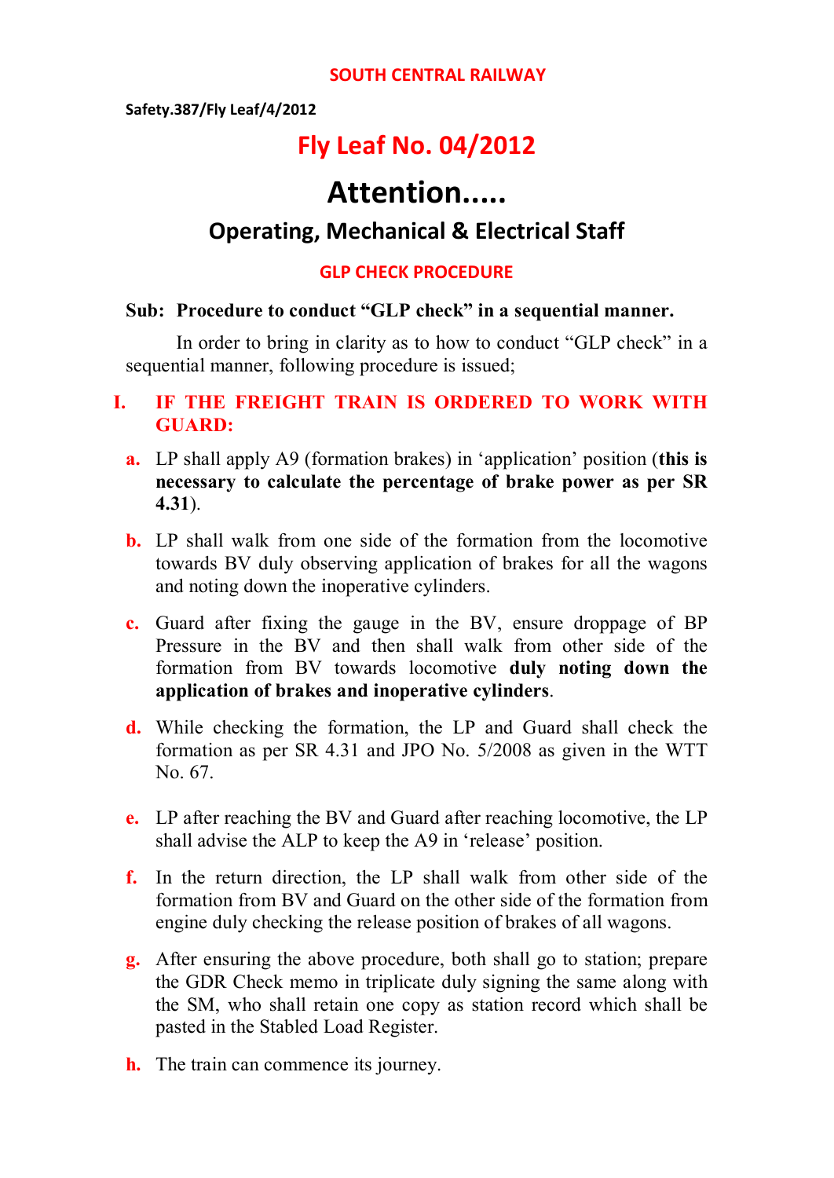**SOUTH CENTRAL RAILWAY**

**Safety.387/Fly Leaf/4/2012**

# Fly Leaf No. 04/2012

# Attention.....

## Operating, Mechanical & Electrical Staff

### GLP CHECK PROCEDURE

**Sub: Procedure to conduct "GLP check" in a sequential manner.**

In order to bring in clarity as to how to conduct "GLP check" in a sequential manner, following procedure is issued;

**I. IF THE FREIGHT TRAIN IS ORDERED TO WORK WITH GUARD:**

**a.** LP shall apply A9 (formation brakes) in 'application' position (**this is necessary to calculate the percentage of brake power as per SR 4.31**).

**b.** LP shall walk from one side of the formation from the locomotive towards BV duly observing application of brakes for all the wagons and noting down the inoperative cylinders.

**c.** Guard after fixing the gauge in the BV, ensure droppage of BP Pressure in the BV and then shall walk from other side of the formation from BV towards locomotive **duly noting down the application of brakes and inoperative cylinders**.

**d.** While checking the formation, the LP and Guard shall check the formation as per SR 4.31 and JPO No. 5/2008 as given in the WTT No. 67.

**e.** LP after reaching the BV and Guard after reaching locomotive, the LP shall advise the ALP to keep the A9 in 'release' position.

**f.** In the return direction, the LP shall walk from other side of the formation from BV and Guard on the other side of the formation from engine duly checking the release position of brakes of all wagons.

**g.** After ensuring the above procedure, both shall go to station; prepare the GDR Check memo in triplicate duly signing the same along with the SM, who shall retain one copy as station record which shall be pasted in the Stabled Load Register.

**h.** The train can commence its journey.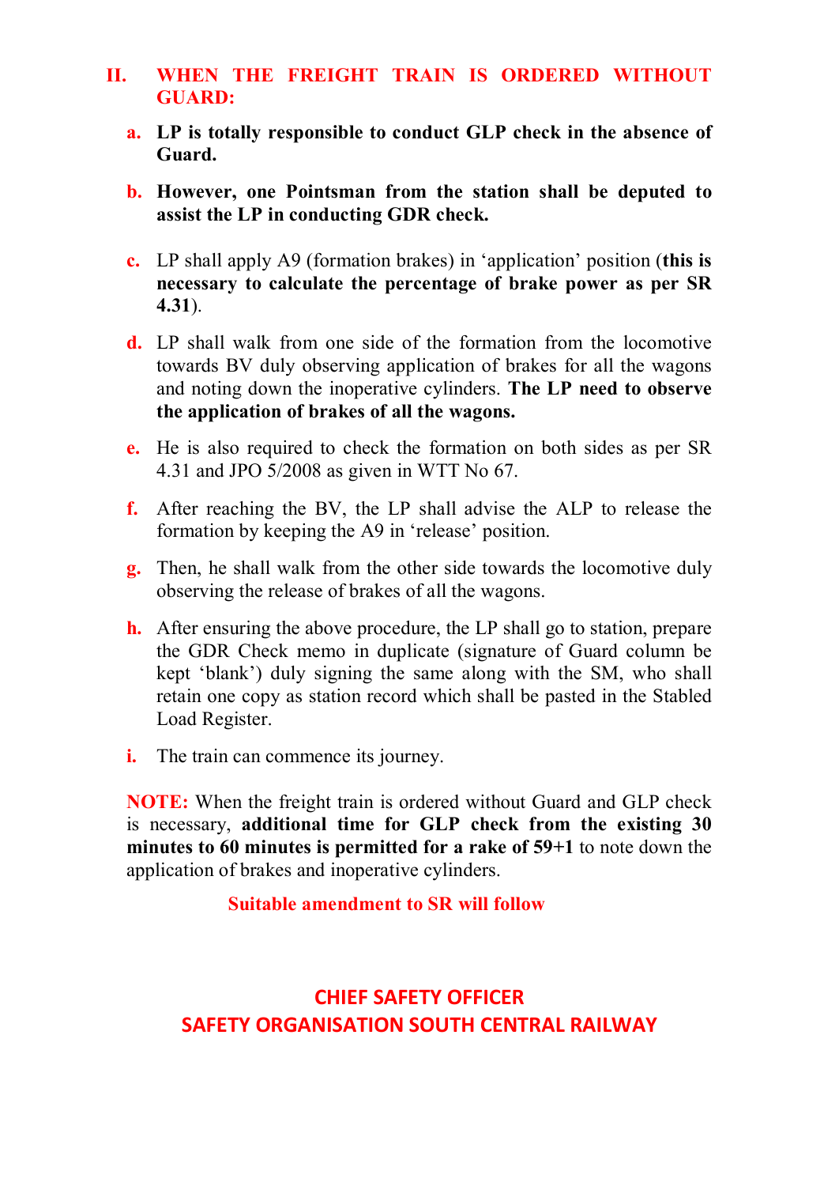## II. WHEN THE FREIGHT TRAIN IS ORDERED WITHOUT GUARD:

a. **LP is totally responsible to conduct GLP check in the absence of Guard.**

b. **However, one Pointsman from the station shall be deputed to assist the LP in conducting GDR check.**

c. LP shall apply A9 (formation brakes) in 'application' position (**this is necessary to calculate the percentage of brake power as per SR 4.31**).

d. LP shall walk from one side of the formation from the locomotive towards BV duly observing application of brakes for all the wagons and noting down the inoperative cylinders. **The LP need to observe the application of brakes of all the wagons.**

e. He is also required to check the formation on both sides as per SR 4.31 and JPO 5/2008 as given in WTT No 67.

f. After reaching the BV, the LP shall advise the ALP to release the formation by keeping the A9 in 'release' position.

g. Then, he shall walk from the other side towards the locomotive duly observing the release of brakes of all the wagons.

h. After ensuring the above procedure, the LP shall go to station, prepare the GDR Check memo in duplicate (signature of Guard column be kept 'blank') duly signing the same along with the SM, who shall retain one copy as station record which shall be pasted in the Stabled Load Register.

i. The train can commence its journey.

**NOTE:** When the freight train is ordered without Guard and GLP check is necessary, **additional time for GLP check from the existing 30 minutes to 60 minutes is permitted for a rake of 59+1** to note down the application of brakes and inoperative cylinders.

**Suitable amendment to SR will follow**

**CHIEF SAFETY OFFICER**
**SAFETY ORGANISATION SOUTH CENTRAL RAILWAY**